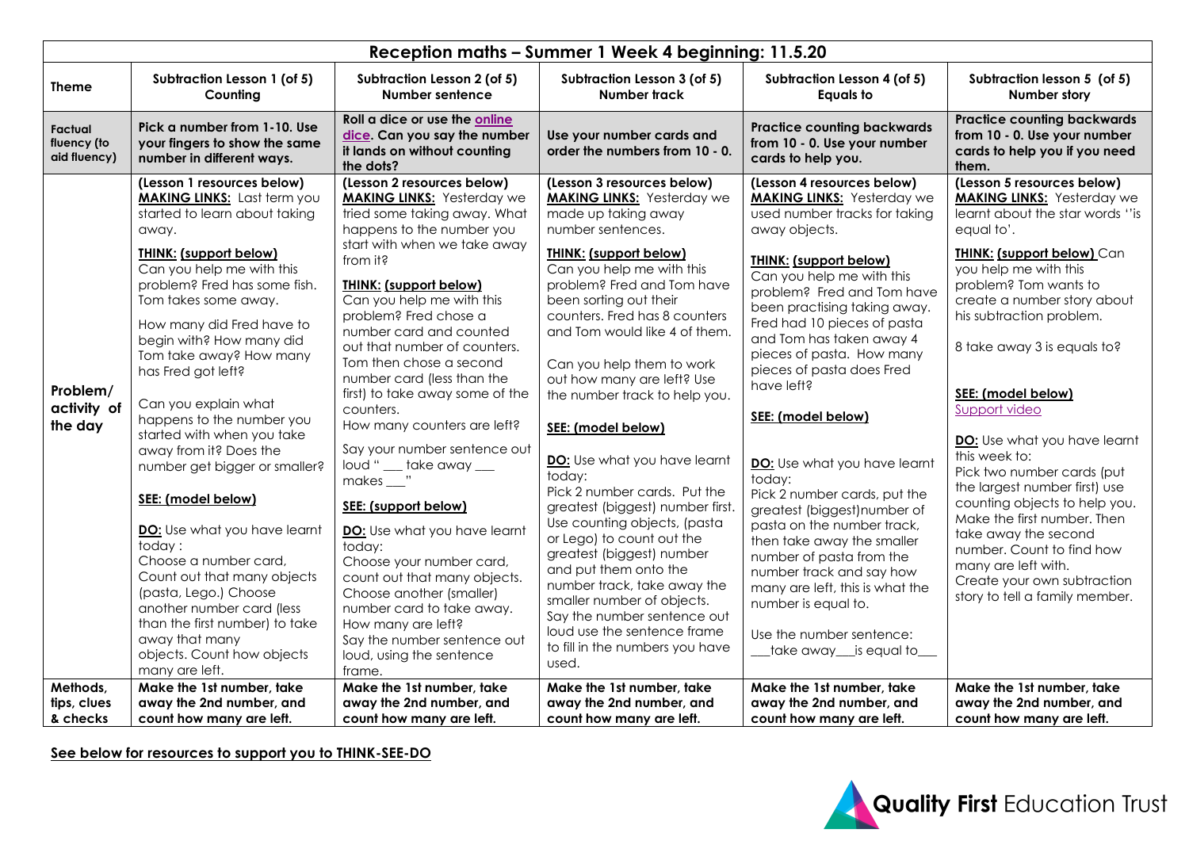| Reception maths – Summer 1 Week 4 beginning: 11.5.20 | | | | | |
|---|---|---|---|---|---|
| **Theme** | **Subtraction Lesson 1 (of 5) Counting** | **Subtraction Lesson 2 (of 5) Number sentence** | **Subtraction Lesson 3 (of 5) Number track** | **Subtraction Lesson 4 (of 5) Equals to** | **Subtraction lesson 5 (of 5) Number story** |
| **Factual fluency (to aid fluency)** | **Pick a number from 1-10. Use your fingers to show the same number in different ways.** | **Roll a dice or use the online dice. Can you say the number it lands on without counting the dots?** | **Use your number cards and order the numbers from 10 - 0.** | **Practice counting backwards from 10 - 0. Use your number cards to help you.** | **Practice counting backwards from 10 - 0. Use your number cards to help you if you need them.** |
| **Problem/ activity of the day** | **(Lesson 1 resources below)** **MAKING LINKS:** Last term you started to learn about taking away.<br><br>**THINK: (support below)** Can you help me with this problem? Fred has some fish. Tom takes some away.<br><br>How many did Fred have to begin with? How many did Tom take away? How many has Fred got left?<br><br>Can you explain what happens to the number you started with when you take away from it? Does the number get bigger or smaller?<br><br>**SEE: (model below)**<br><br>**DO:** Use what you have learnt today : Choose a number card, Count out that many objects (pasta, Lego.) Choose another number card (less than the first number) to take away that many objects. Count how objects many are left. | **(Lesson 2 resources below)** **MAKING LINKS:** Yesterday we tried some taking away. What happens to the number you start with when we take away from it?<br><br>**THINK: (support below)** Can you help me with this problem? Fred chose a number card and counted out that number of counters. Tom then chose a second number card (less than the first) to take away some of the counters. How many counters are left?<br><br>Say your number sentence out loud " ___ take away ___ makes ___"<br><br>**SEE: (support below)**<br><br>**DO:** Use what you have learnt today: Choose your number card, count out that many objects. Choose another (smaller) number card to take away. How many are left? Say the number sentence out loud, using the sentence frame. | **(Lesson 3 resources below)** **MAKING LINKS:** Yesterday we made up taking away number sentences.<br><br>**THINK: (support below)** Can you help me with this problem? Fred and Tom have been sorting out their counters. Fred has 8 counters and Tom would like 4 of them.<br><br>Can you help them to work out how many are left? Use the number track to help you.<br><br>**SEE: (model below)**<br><br>**DO:** Use what you have learnt today: Pick 2 number cards. Put the greatest (biggest) number first. Use counting objects, (pasta or Lego) to count out the greatest (biggest) number and put them onto the number track, take away the smaller number of objects. Say the number sentence out loud use the sentence frame to fill in the numbers you have used. | **(Lesson 4 resources below)** **MAKING LINKS:** Yesterday we used number tracks for taking away objects.<br><br>**THINK: (support below)** Can you help me with this problem? Fred and Tom have been practising taking away. Fred had 10 pieces of pasta and Tom has taken away 4 pieces of pasta. How many pieces of pasta does Fred have left?<br><br>**SEE: (model below)**<br><br>**DO:** Use what you have learnt today: Pick 2 number cards, put the greatest (biggest)number of pasta on the number track, then take away the smaller number of pasta from the number track and say how many are left, this is what the number is equal to.<br><br>Use the number sentence: ___take away___is equal to___ | **(Lesson 5 resources below)** **MAKING LINKS:** Yesterday we learnt about the star words ''is equal to'.<br><br>**THINK: (support below)** Can you help me with this problem? Tom wants to create a number story about his subtraction problem.<br><br>8 take away 3 is equals to?<br><br>**SEE: (model below)** Support video<br><br>**DO:** Use what you have learnt this week to: Pick two number cards (put the largest number first) use counting objects to help you. Make the first number. Then take away the second number. Count to find how many are left with. Create your own subtraction story to tell a family member. |
| **Methods, tips, clues & checks** | **Make the 1st number, take away the 2nd number, and count how many are left.** | **Make the 1st number, take away the 2nd number, and count how many are left.** | **Make the 1st number, take away the 2nd number, and count how many are left.** | **Make the 1st number, take away the 2nd number, and count how many are left.** | **Make the 1st number, take away the 2nd number, and count how many are left.** |

**See below for resources to support you to THINK-SEE-DO**

Quality First Education Trust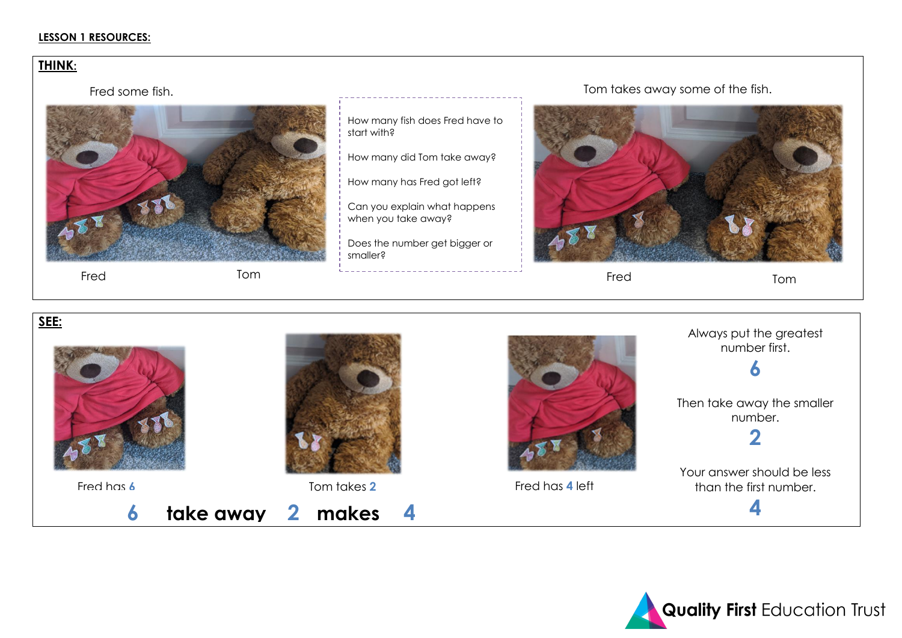**LESSON 1 RESOURCES:**

## THINK:

Fred some fish.

Fred Tom

- How many fish does Fred have to start with?
- How many did Tom take away?
- How many has Fred got left?
- Can you explain what happens when you take away?
- Does the number get bigger or smaller?

Tom takes away some of the fish.

Fred Tom

## SEE:

Fred has **6**

Tom takes **2**

Fred has **4** left

**6 take away 2 makes 4**

Always put the greatest number first.

**6**

Then take away the smaller number.

**2**

Your answer should be less than the first number.

**4**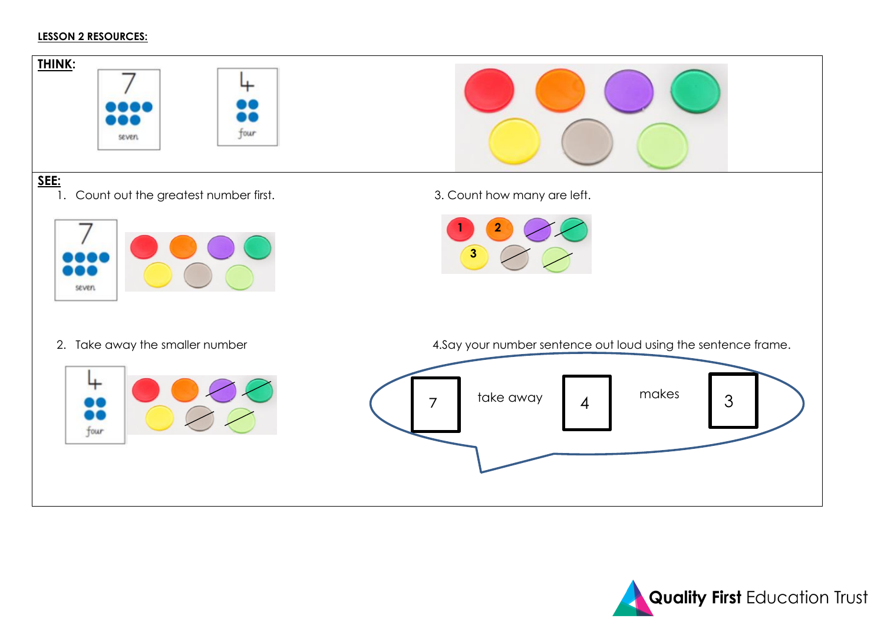**LESSON 2 RESOURCES:**

**THINK:**

7 seven

4 four

**SEE:**

1. Count out the greatest number first.

7 seven

2. Take away the smaller number

4 four

3. Count how many are left.

1 2 3

4. Say your number sentence out loud using the sentence frame.

7 take away 4 makes 3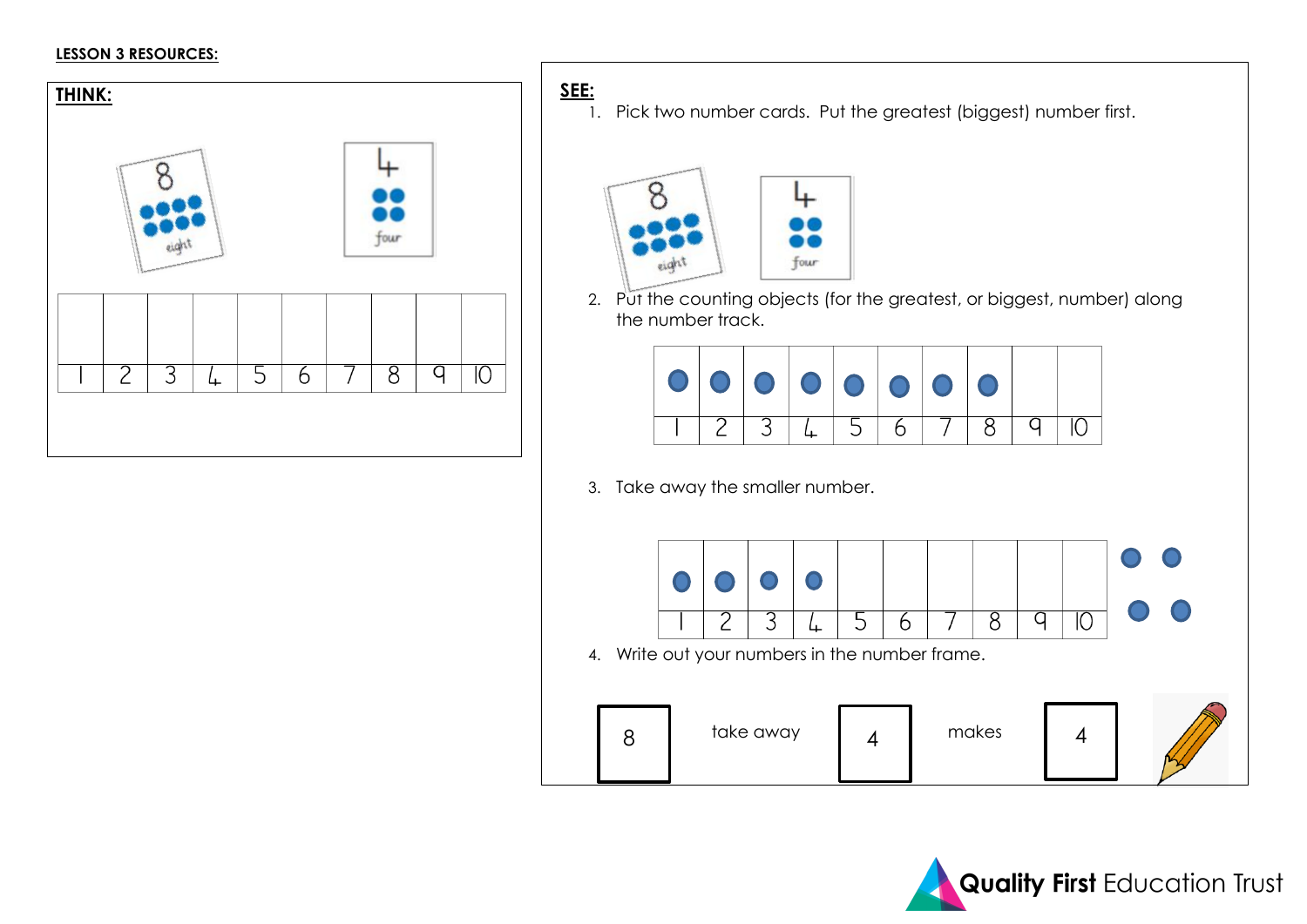**LESSON 3 RESOURCES:**

## THINK:

8 eight

4 four

| | | | | | | | | | |
|---|---|---|---|---|---|---|---|---|---|
| | | | | | | | | | |
| 1 | 2 | 3 | 4 | 5 | 6 | 7 | 8 | 9 | 10 |

## SEE:

1. Pick two number cards. Put the greatest (biggest) number first.

8 eight

4 four

2. Put the counting objects (for the greatest, or biggest, number) along the number track.

| | | | | | | | | | |
|---|---|---|---|---|---|---|---|---|---|
| ● | ● | ● | ● | ● | ● | ● | ● | | |
| 1 | 2 | 3 | 4 | 5 | 6 | 7 | 8 | 9 | 10 |

3. Take away the smaller number.

| | | | | | | | | | |
|---|---|---|---|---|---|---|---|---|---|
| ● | ● | ● | ● | | | | | | |
| 1 | 2 | 3 | 4 | 5 | 6 | 7 | 8 | 9 | 10 |

● ● ● ●

4. Write out your numbers in the number frame.

8 take away 4 makes 4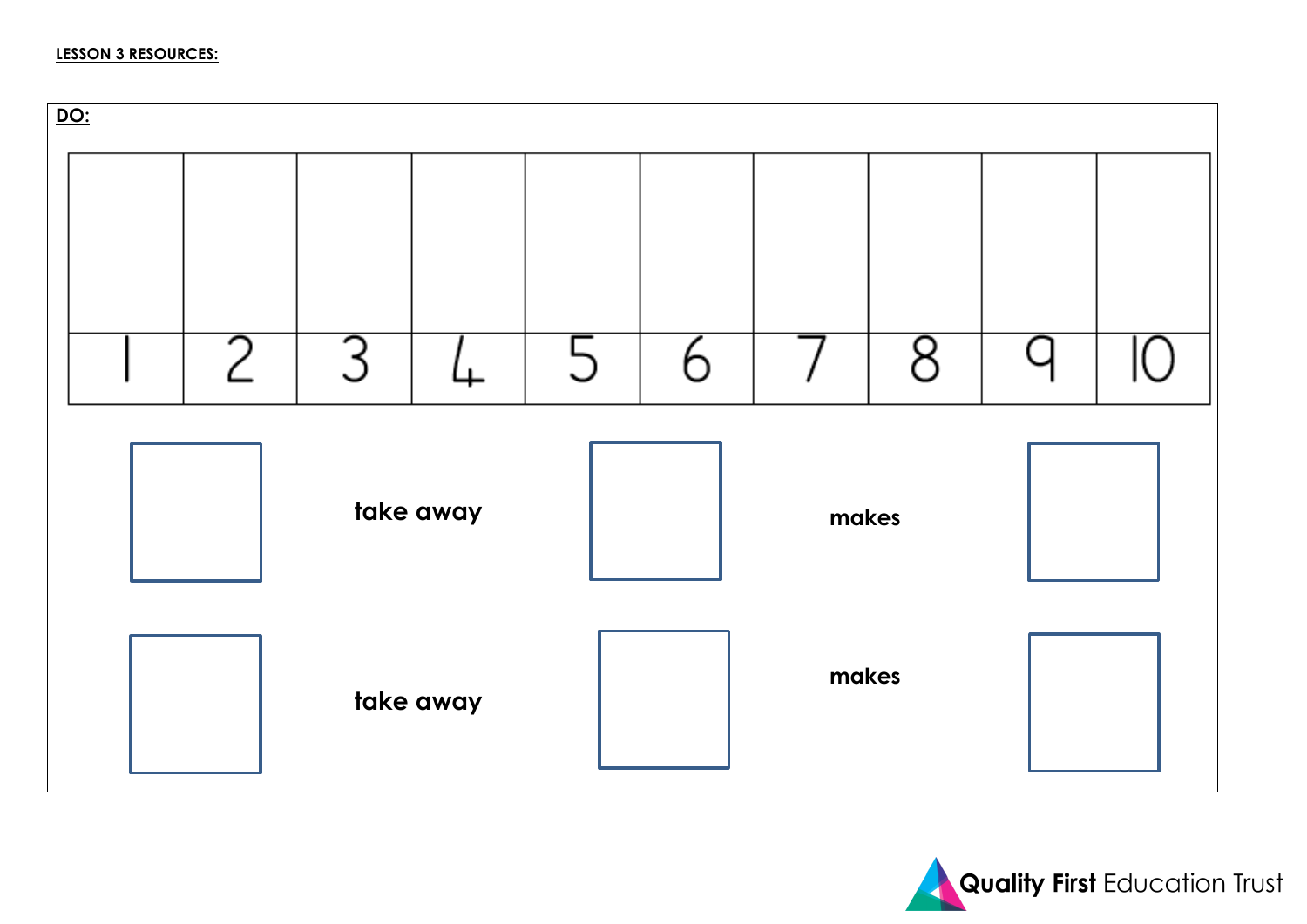**LESSON 3 RESOURCES:**

**DO:**

|  |  |  |  |  |  |  |  |  |  |
|---|---|---|---|---|---|---|---|---|---|
| 1 | 2 | 3 | 4 | 5 | 6 | 7 | 8 | 9 | 10 |

☐ **take away** ☐ **makes** ☐

☐ **take away** ☐ **makes** ☐

**Quality First** Education Trust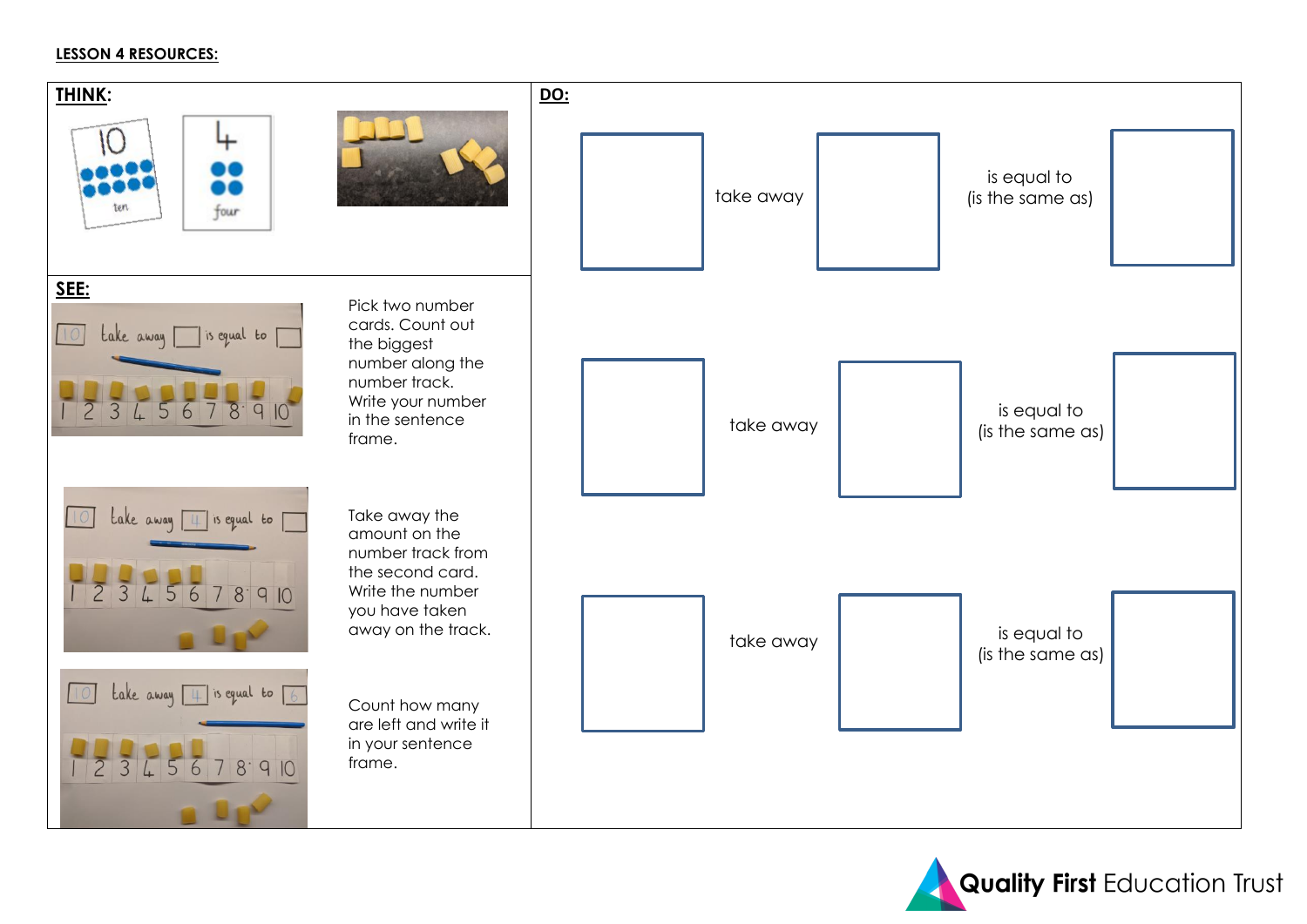**LESSON 4 RESOURCES:**

## THINK:

## SEE:

Pick two number cards. Count out the biggest number along the number track. Write your number in the sentence frame.

Take away the amount on the number track from the second card. Write the number you have taken away on the track.

Count how many are left and write it in your sentence frame.

## DO:

| | | | | |
|---|---|---|---|---|
| ☐ | take away | ☐ | is equal to (is the same as) | ☐ |
| ☐ | take away | ☐ | is equal to (is the same as) | ☐ |
| ☐ | take away | ☐ | is equal to (is the same as) | ☐ |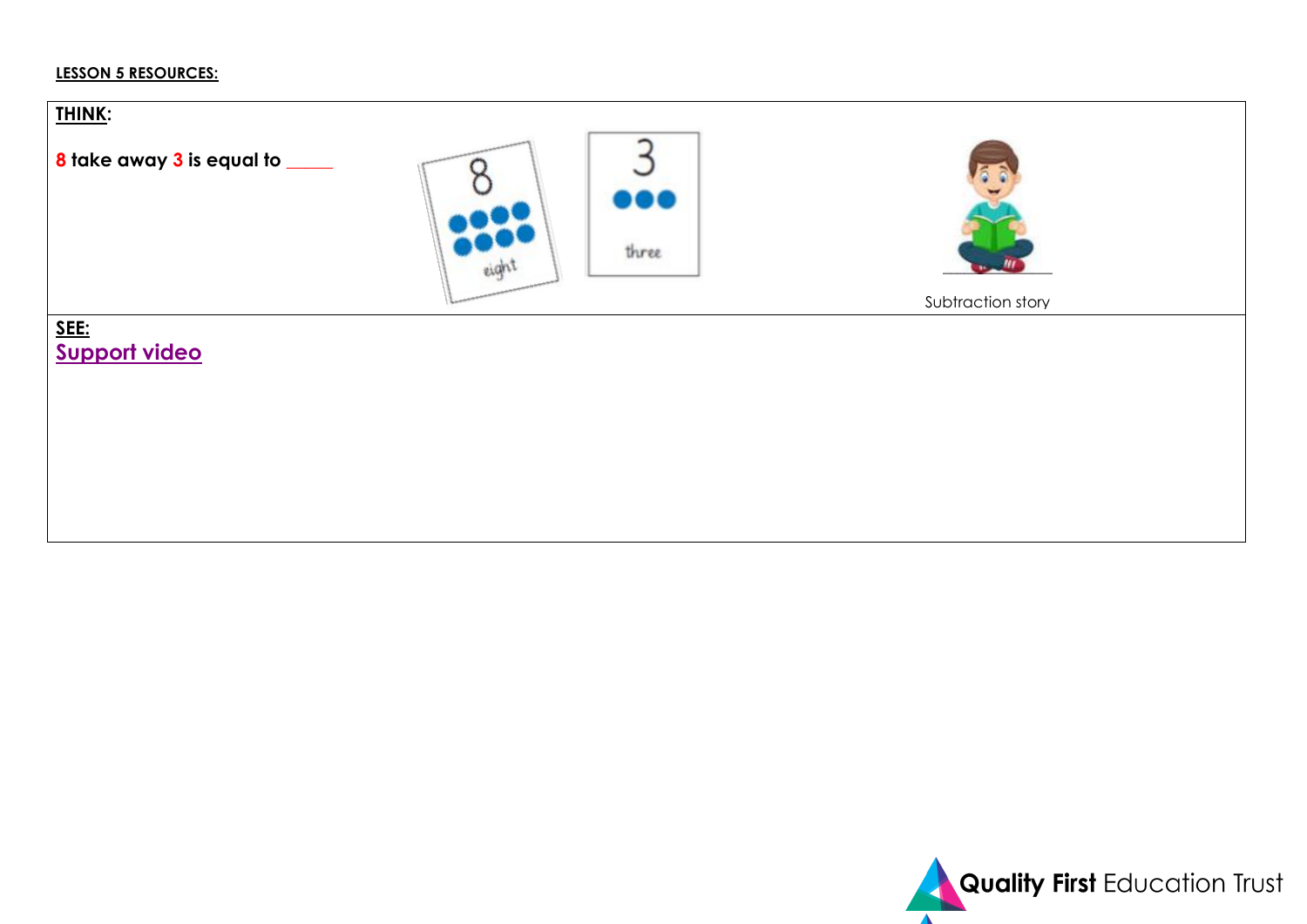**LESSON 5 RESOURCES:**

**THINK:**

**8 take away 3 is equal to \_\_\_\_\_**

8
eight

3
three

Subtraction story

**SEE:**

**Support video**